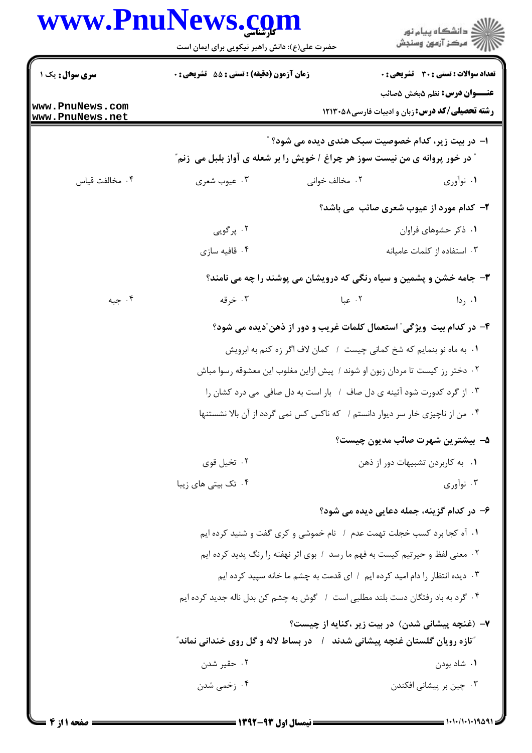**سری سوال:** یک ۱

**زمان آزمون (دقیقه) : تستی : ۵۵ تشریحی : ۰**

**تعداد سوالات : تستی : ۳۰ تشریحی : ۰**

**عنـــوان درس:** نظم ۵بخش ۵صائب

**رشته تحصیلی/کد درس:** زبان و ادبیات فارسی۱۲۱۳۰۵۸

۱- در بیت زیر، کدام خصوصیت سبک هندی دیده می شود؟ "

" در خور پروانه ی من نیست سوز هر چراغ / خویش را بر شعله ی آواز بلبل می زنم"

۱. نوآوری
۲. مخالف خوانی
۳. عیوب شعری
۴. مخالفت قیاس

۲- کدام مورد از عیوب شعری صائب می باشد؟

۱. ذکر حشوهای فراوان
۲. پرگویی
۳. استفاده از کلمات عامیانه
۴. قافیه سازی

۳- جامه خشن و پشمین و سیاه رنگی که درویشان می پوشند را چه می نامند؟

۱. ردا
۲. عبا
۳. خرقه
۴. جبه

۴- در کدام بیت ویژگی" استعمال کلمات غریب و دور از ذهن"دیده می شود؟

۱. به ماه نو بنمایم که شخ کمانی چیست / کمان لاف اگر زه کنم به ابرویش
۲. دختر رز کیست تا مردان زبون او شوند / پیش ازاین مغلوب این معشوقه رسوا مباش
۳. از گرد کدورت شود آئینه ی دل صاف / بار است به دل صافی می درد کشان را
۴. من از ناچیزی خار سر دیوار دانستم / که ناکس کس نمی گردد از آن بالا نشستنها

۵- بیشترین شهرت صائب مدیون چیست؟

۱. به کاربردن تشبیهات دور از ذهن
۲. تخیل قوی
۳. نوآوری
۴. تک بیتی های زیبا

۶- در کدام گزینه، جمله دعایی دیده می شود؟

۱. آه کجا برد کسب خجلت تهمت عدم / نام خموشی و کری گفت و شنید کرده ایم
۲. معنی لفظ و حیرتیم کیست به فهم ما رسد / بوی اثر نهفته را رنگ پدید کرده ایم
۳. دیده انتظار را دام امید کرده ایم / ای قدمت به چشم ما خانه سپید کرده ایم
۴. گرد به باد رفتگان دست بلند مطلبی است / گوش به چشم کن بدل ناله جدید کرده ایم

۷- (غنچه پیشانی شدن) در بیت زیر ،کنایه از چیست؟

"تازه رویان گلستان غنچه پیشانی شدند / در بساط لاله و گل روی خندانی نماند"

۱. شاد بودن
۲. حقیر شدن
۳. چین بر پیشانی افکندن
۴. زخمی شدن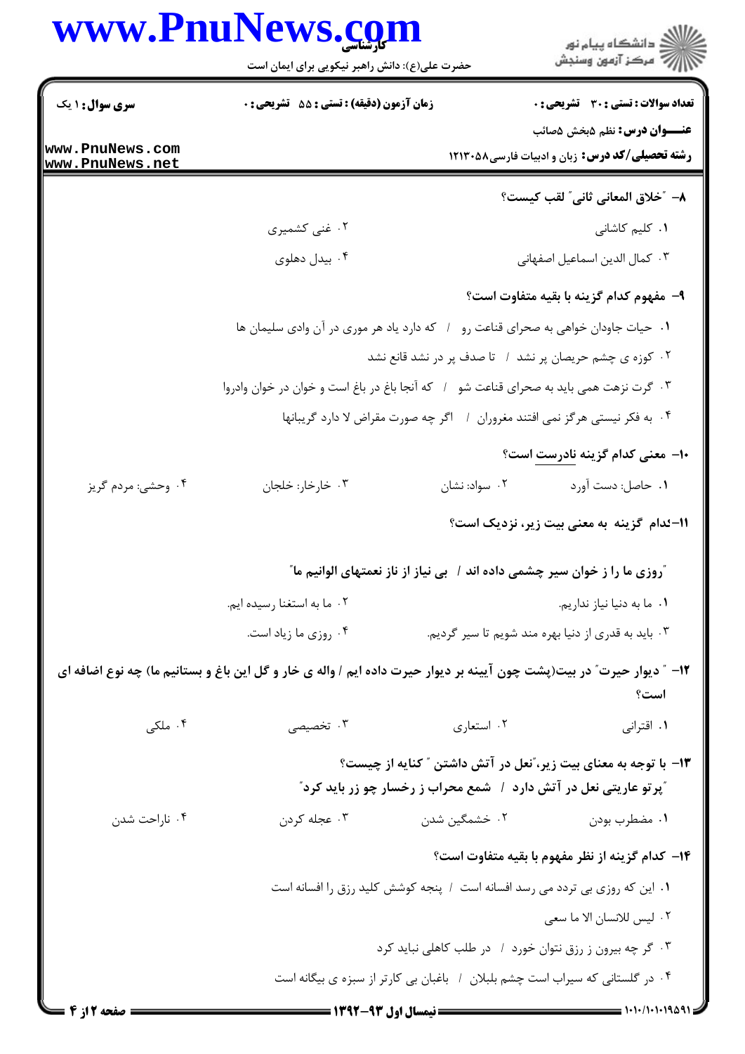۸– "خلاق المعانی ثانی" لقب کیست؟

۱. کلیم کاشانی
۲. غنی کشمیری
۳. کمال الدین اسماعیل اصفهانی
۴. بیدل دهلوی

۹– مفهوم کدام گزینه با بقیه متفاوت است؟

۱. حیات جاودان خواهی به صحرای قناعت رو / که دارد یاد هر موری در آن وادی سلیمان ها
۲. کوزه ی چشم حریصان پر نشد / تا صدف پر در نشد قانع نشد
۳. گرت نزهت همی باید به صحرای قناعت شو / که آنجا باغ در باغ است و خوان در خوان وادروا
۴. به فکر نیستی هرگز نمی افتند مغروران / اگر چه صورت مقراض لا دارد گریبانها

۱۰– معنی کدام گزینه نادرست است؟

۱. حاصل: دست آورد
۲. سواد: نشان
۳. خارخار: خلجان
۴. وحشی: مردم گریز

۱۱–کدام گزینه به معنی بیت زیر، نزدیک است؟

"روزی ما را ز خوان سیر چشمی داده اند / بی نیاز از ناز نعمتهای الوانیم ما"

۱. ما به دنیا نیاز نداریم.
۲. ما به استغنا رسیده ایم.
۳. باید به قدری از دنیا بهره مند شویم تا سیر گردیم.
۴. روزی ما زیاد است.

۱۲– " دیوار حیرت" در بیت(پشت چون آیینه بر دیوار حیرت داده ایم / واله ی خار و گل این باغ و بستانیم ما) چه نوع اضافه ای است؟

۱. اقترانی
۲. استعاری
۳. تخصیصی
۴. ملکی

۱۳– با توجه به معنای بیت زیر،"نعل در آتش داشتن " کنایه از چیست؟

"پرتو عاریتی نعل در آتش دارد / شمع محراب ز رخسار چو زر باید کرد"

۱. مضطرب بودن
۲. خشمگین شدن
۳. عجله کردن
۴. ناراحت شدن

۱۴– کدام گزینه از نظر مفهوم با بقیه متفاوت است؟

۱. این که روزی بی تردد می رسد افسانه است / پنجه کوشش کلید رزق را افسانه است
۲. لیس للانسان الا ما سعی
۳. گر چه بیرون ز رزق نتوان خورد / در طلب کاهلی نباید کرد
۴. در گلستانی که سیراب است چشم بلبلان / باغبان بی کارتر از سبزه ی بیگانه است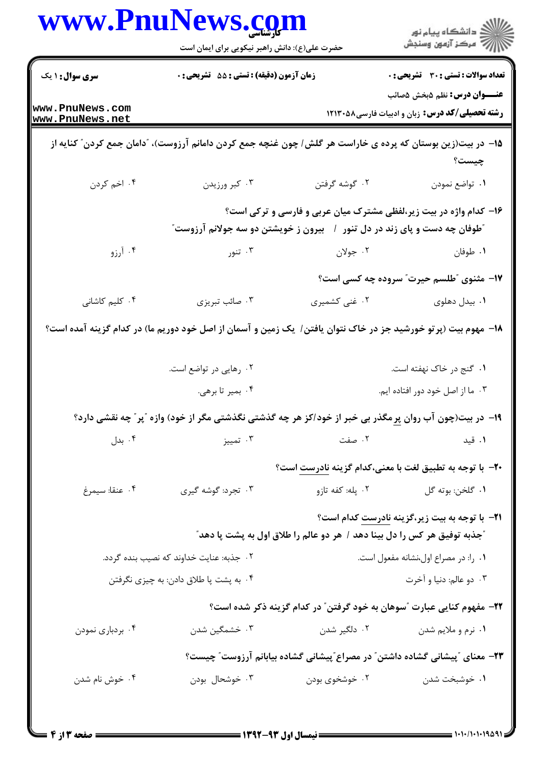۱۵- در بیت(زین بوستان که پرده ی خاراست هر گلش/ چون غنچه جمع کردن دامانم آرزوست)، "دامان جمع کردن" کنایه از چیست؟

۱. تواضع نمودن
۲. گوشه گرفتن
۳. کبر ورزیدن
۴. اخم کردن

۱۶- کدام واژه در بیت زیر،لفظی مشترک میان عربی و فارسی و ترکی است؟

"طوفان چه دست و پای زند در دل تنور / بیرون ز خویشتن دو سه جولانم آرزوست"

۱. طوفان
۲. جولان
۳. تنور
۴. آرزو

۱۷- مثنوی "طلسم حیرت" سروده چه کسی است؟

۱. بیدل دهلوی
۲. غنی کشمیری
۳. صائب تبریزی
۴. کلیم کاشانی

۱۸- مهوم بیت (پرتو خورشید جز در خاک نتوان یافتن/ یک زمین و آسمان از اصل خود دوریم ما) در کدام گزینه آمده است؟

۱. گنج در خاک نهفته است.
۲. رهایی در تواضع است.
۳. ما از اصل خود دور افتاده ایم.
۴. بمیر تا برهی.

۱۹- در بیت(چون آب روان پر مگذر بی خبر از خود/کز هر چه گذشتی نگذشتی مگر از خود) واژه "پر" چه نقشی دارد؟

۱. قید
۲. صفت
۳. تمییز
۴. بدل

۲۰- با توجه به تطبیق لغت با معنی،کدام گزینه نادرست است؟

۱. گلخن: بوته گل
۲. پله: کفه تازو
۳. تجرد: گوشه گیری
۴. عنقا: سیمرغ

۲۱- با توجه به بیت زیر،گزینه نادرست کدام است؟

"جذبه توفیق هر کس را دل بینا دهد / هر دو عالم را طلاق اول به پشت پا دهد"

۱. را: در مصراع اول،نشانه مفعول است.
۲. جذبه: عنایت خداوند که نصیب بنده گردد.
۳. دو عالم: دنیا و آخرت
۴. به پشت پا طلاق دادن: به چیزی نگرفتن

۲۲- مفهوم کنایی عبارت "سوهان به خود گرفتن" در کدام گزینه ذکر شده است؟

۱. نرم و ملایم شدن
۲. دلگیر شدن
۳. خشمگین شدن
۴. بردباری نمودن

۲۳- معنای "پیشانی گشاده داشتن" در مصراع"پیشانی گشاده بیابانم آرزوست" چیست؟

۱. خوشبخت شدن
۲. خوشخوی بودن
۳. خوشحال بودن
۴. خوش نام شدن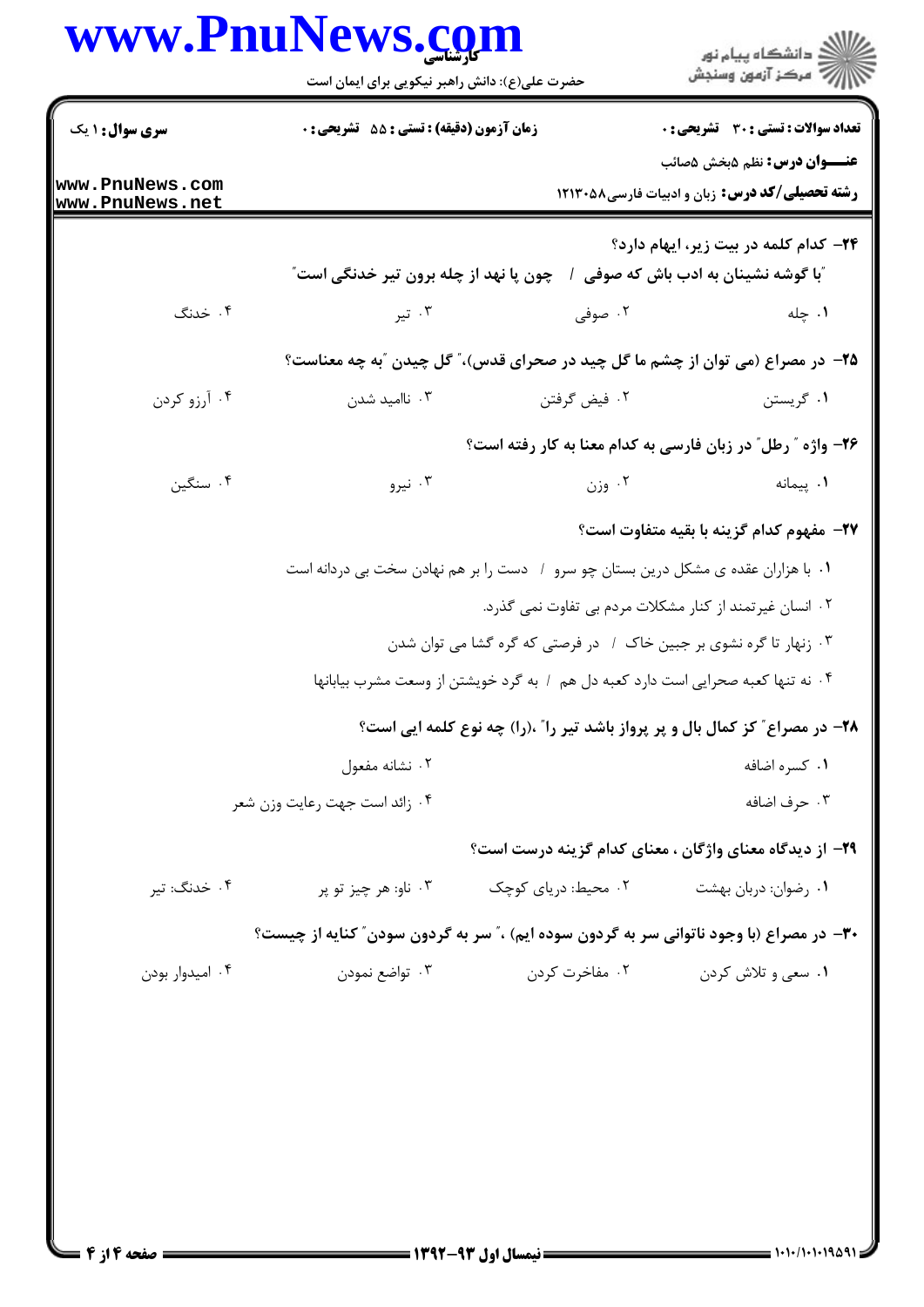۲۴- کدام کلمه در بیت زیر، ایهام دارد؟

"با گوشه نشینان به ادب باش که صوفی / چون پا نهد از چله برون تیر خدنگی است"

۱. چله
۲. صوفی
۳. تیر
۴. خدنگ

۲۵- در مصراع (می توان از چشم ما گل چید در صحرای قدس)،" گل چیدن "به چه معناست؟

۱. گریستن
۲. فیض گرفتن
۳. ناامید شدن
۴. آرزو کردن

۲۶- واژه " رطل" در زبان فارسی به کدام معنا به کار رفته است؟

۱. پیمانه
۲. وزن
۳. نیرو
۴. سنگین

۲۷- مفهوم کدام گزینه با بقیه متفاوت است؟

۱. با هزاران عقده ی مشکل درین بستان چو سرو / دست را بر هم نهادن سخت بی دردانه است
۲. انسان غیرتمند از کنار مشکلات مردم بی تفاوت نمی گذرد.
۳. زنهار تا گره نشوی بر جبین خاک / در فرصتی که گره گشا می توان شدن
۴. نه تنها کعبه صحرایی است دارد کعبه دل هم / به گرد خویشتن از وسعت مشرب بیابانها

۲۸- در مصراع" کز کمال بال و پر پرواز باشد تیر را" ،(را) چه نوع کلمه ایی است؟

۱. کسره اضافه
۲. نشانه مفعول
۳. حرف اضافه
۴. زائد است جهت رعایت وزن شعر

۲۹- از دیدگاه معنای واژگان ، معنای کدام گزینه درست است؟

۱. رضوان: دربان بهشت
۲. محیط: دریای کوچک
۳. ناو: هر چیز تو پر
۴. خدنگ: تیر

۳۰- در مصراع (با وجود ناتوانی سر به گردون سوده ایم) ، " سر به گردون سودن" کنایه از چیست؟

۱. سعی و تلاش کردن
۲. مفاخرت کردن
۳. تواضع نمودن
۴. امیدوار بودن